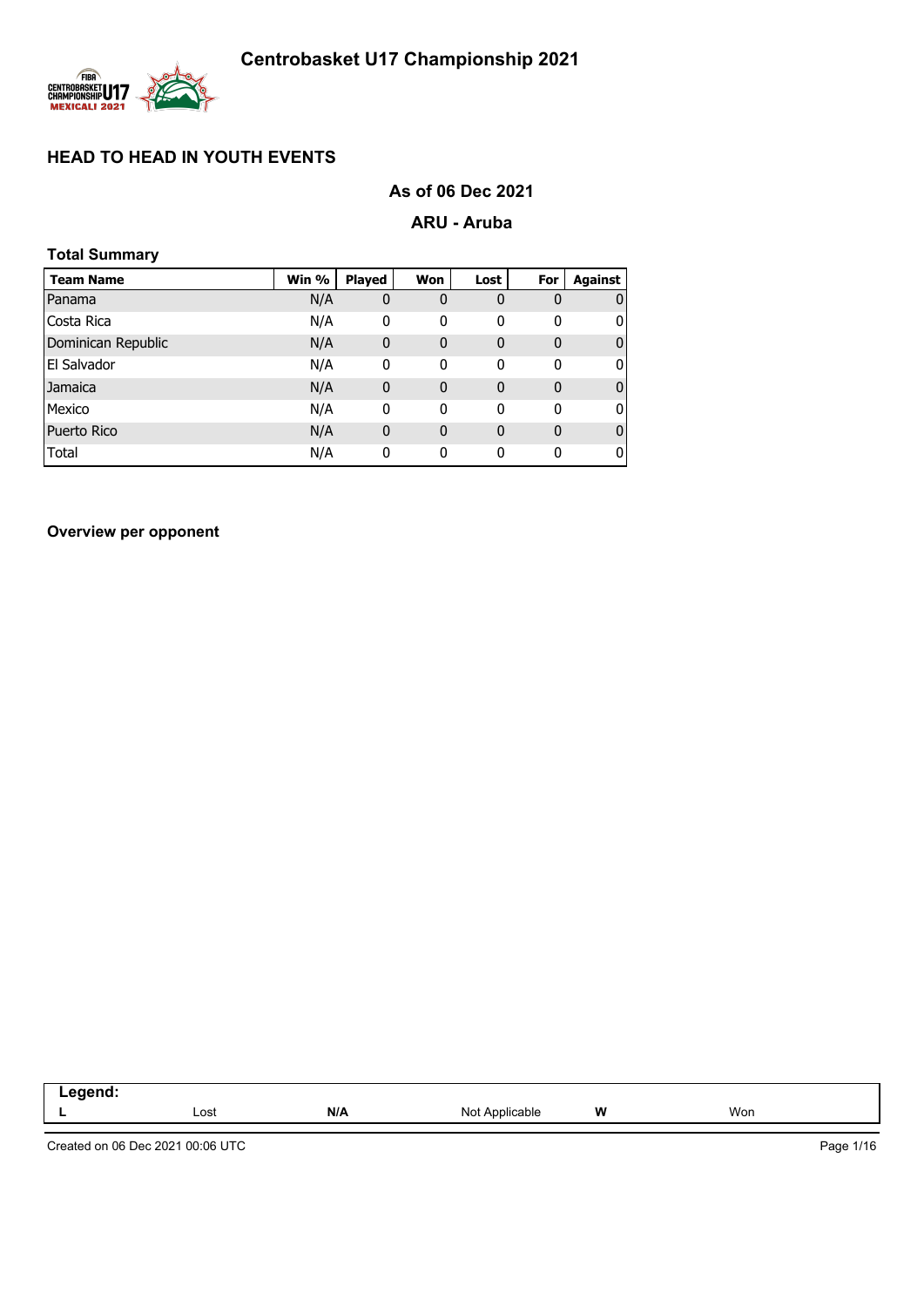# Centrobasket U17 Championship 2021

## HEAD TO HEAD IN YOUTH EVENTS

### As of 06 Dec 2021

### ARU - Aruba

**Total Summary**

| Team Name | Win % | Played | Won | Lost | For | Against |
|---|---|---|---|---|---|---|
| Panama | N/A | 0 | 0 | 0 | 0 | 0 |
| Costa Rica | N/A | 0 | 0 | 0 | 0 | 0 |
| Dominican Republic | N/A | 0 | 0 | 0 | 0 | 0 |
| El Salvador | N/A | 0 | 0 | 0 | 0 | 0 |
| Jamaica | N/A | 0 | 0 | 0 | 0 | 0 |
| Mexico | N/A | 0 | 0 | 0 | 0 | 0 |
| Puerto Rico | N/A | 0 | 0 | 0 | 0 | 0 |
| Total | N/A | 0 | 0 | 0 | 0 | 0 |

**Overview per opponent**

| Legend: | | | | | |
|---|---|---|---|---|---|
| **L** | Lost | **N/A** | Not Applicable | **W** | Won |

Created on 06 Dec 2021 00:06 UTC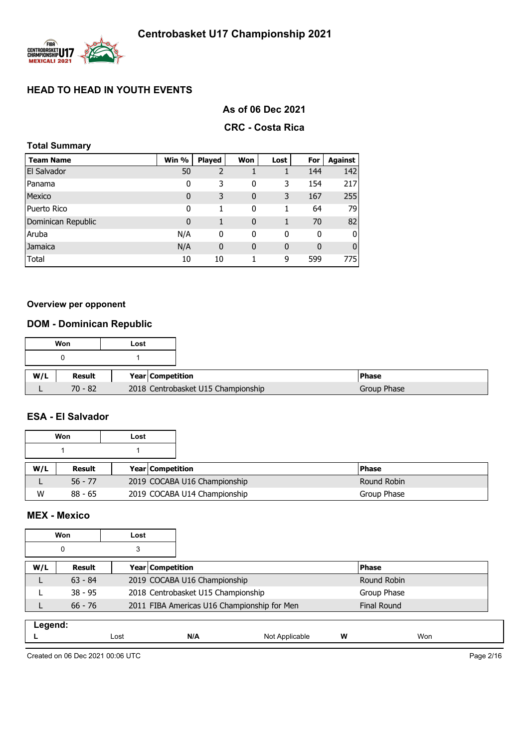# Centrobasket U17 Championship 2021

## HEAD TO HEAD IN YOUTH EVENTS

### As of 06 Dec 2021

### CRC - Costa Rica

**Total Summary**

| Team Name | Win % | Played | Won | Lost | For | Against |
|---|---|---|---|---|---|---|
| El Salvador | 50 | 2 | 1 | 1 | 144 | 142 |
| Panama | 0 | 3 | 0 | 3 | 154 | 217 |
| Mexico | 0 | 3 | 0 | 3 | 167 | 255 |
| Puerto Rico | 0 | 1 | 0 | 1 | 64 | 79 |
| Dominican Republic | 0 | 1 | 0 | 1 | 70 | 82 |
| Aruba | N/A | 0 | 0 | 0 | 0 | 0 |
| Jamaica | N/A | 0 | 0 | 0 | 0 | 0 |
| Total | 10 | 10 | 1 | 9 | 599 | 775 |

**Overview per opponent**

### DOM - Dominican Republic

| Won | Lost |
|---|---|
| 0 | 1 |

| W/L | Result | Year | Competition | Phase |
|---|---|---|---|---|
| L | 70 - 82 | 2018 | Centrobasket U15 Championship | Group Phase |

### ESA - El Salvador

| Won | Lost |
|---|---|
| 1 | 1 |

| W/L | Result | Year | Competition | Phase |
|---|---|---|---|---|
| L | 56 - 77 | 2019 | COCABA U16 Championship | Round Robin |
| W | 88 - 65 | 2019 | COCABA U14 Championship | Group Phase |

### MEX - Mexico

| Won | Lost |
|---|---|
| 0 | 3 |

| W/L | Result | Year | Competition | Phase |
|---|---|---|---|---|
| L | 63 - 84 | 2019 | COCABA U16 Championship | Round Robin |
| L | 38 - 95 | 2018 | Centrobasket U15 Championship | Group Phase |
| L | 66 - 76 | 2011 | FIBA Americas U16 Championship for Men | Final Round |

**Legend:**

| L | Lost | N/A | Not Applicable | W | Won |
|---|---|---|---|---|---|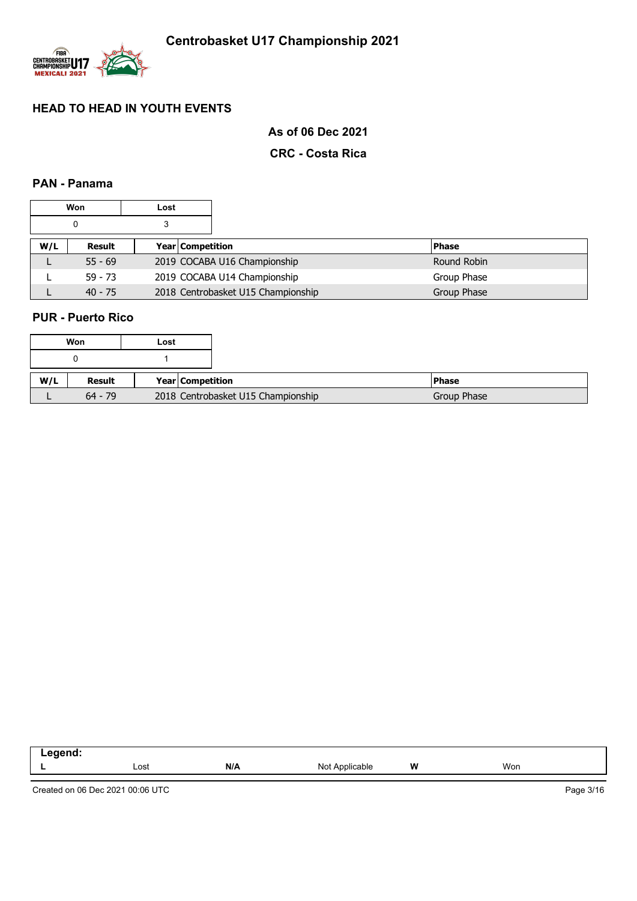# Centrobasket U17 Championship 2021

## HEAD TO HEAD IN YOUTH EVENTS

### As of 06 Dec 2021

### CRC - Costa Rica

### PAN - Panama

| Won | Lost |
|---|---|
| 0 | 3 |

| W/L | Result | Year | Competition | Phase |
|---|---|---|---|---|
| L | 55 - 69 | 2019 | COCABA U16 Championship | Round Robin |
| L | 59 - 73 | 2019 | COCABA U14 Championship | Group Phase |
| L | 40 - 75 | 2018 | Centrobasket U15 Championship | Group Phase |

### PUR - Puerto Rico

| Won | Lost |
|---|---|
| 0 | 1 |

| W/L | Result | Year | Competition | Phase |
|---|---|---|---|---|
| L | 64 - 79 | 2018 | Centrobasket U15 Championship | Group Phase |

| Legend: | | | | | |
|---|---|---|---|---|---|
| **L** | Lost | **N/A** | Not Applicable | **W** | Won |

Created on 06 Dec 2021 00:06 UTC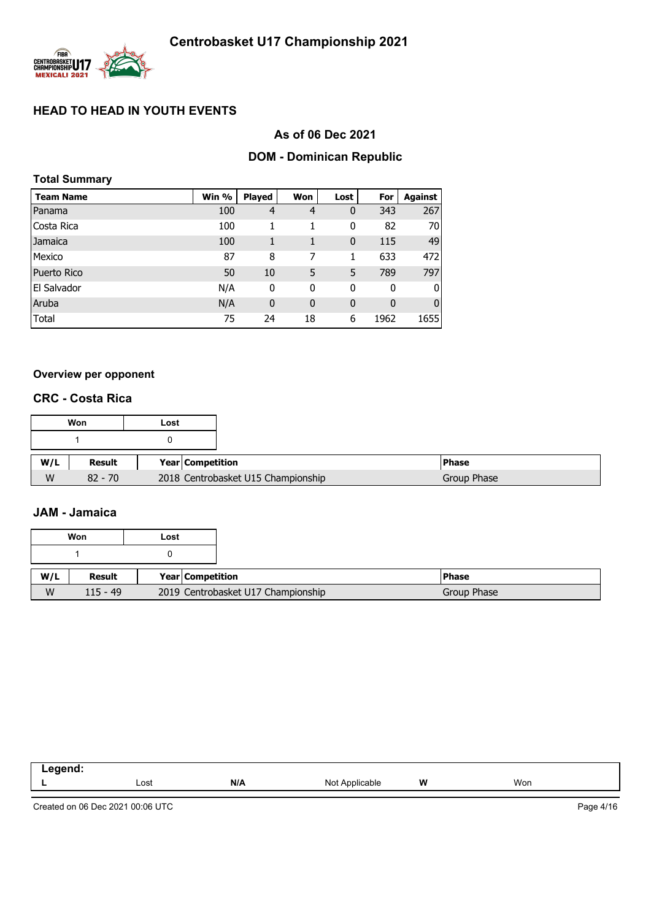# Centrobasket U17 Championship 2021

## HEAD TO HEAD IN YOUTH EVENTS

### As of 06 Dec 2021

### DOM - Dominican Republic

**Total Summary**

| Team Name | Win % | Played | Won | Lost | For | Against |
|---|---|---|---|---|---|---|
| Panama | 100 | 4 | 4 | 0 | 343 | 267 |
| Costa Rica | 100 | 1 | 1 | 0 | 82 | 70 |
| Jamaica | 100 | 1 | 1 | 0 | 115 | 49 |
| Mexico | 87 | 8 | 7 | 1 | 633 | 472 |
| Puerto Rico | 50 | 10 | 5 | 5 | 789 | 797 |
| El Salvador | N/A | 0 | 0 | 0 | 0 | 0 |
| Aruba | N/A | 0 | 0 | 0 | 0 | 0 |
| Total | 75 | 24 | 18 | 6 | 1962 | 1655 |

**Overview per opponent**

### CRC - Costa Rica

| Won | Lost |
|---|---|
| 1 | 0 |

| W/L | Result | Year | Competition | Phase |
|---|---|---|---|---|
| W | 82 - 70 | 2018 | Centrobasket U15 Championship | Group Phase |

### JAM - Jamaica

| Won | Lost |
|---|---|
| 1 | 0 |

| W/L | Result | Year | Competition | Phase |
|---|---|---|---|---|
| W | 115 - 49 | 2019 | Centrobasket U17 Championship | Group Phase |

**Legend:**

| | | | | | |
|---|---|---|---|---|---|
| L | Lost | N/A | Not Applicable | W | Won |

Created on 06 Dec 2021 00:06 UTC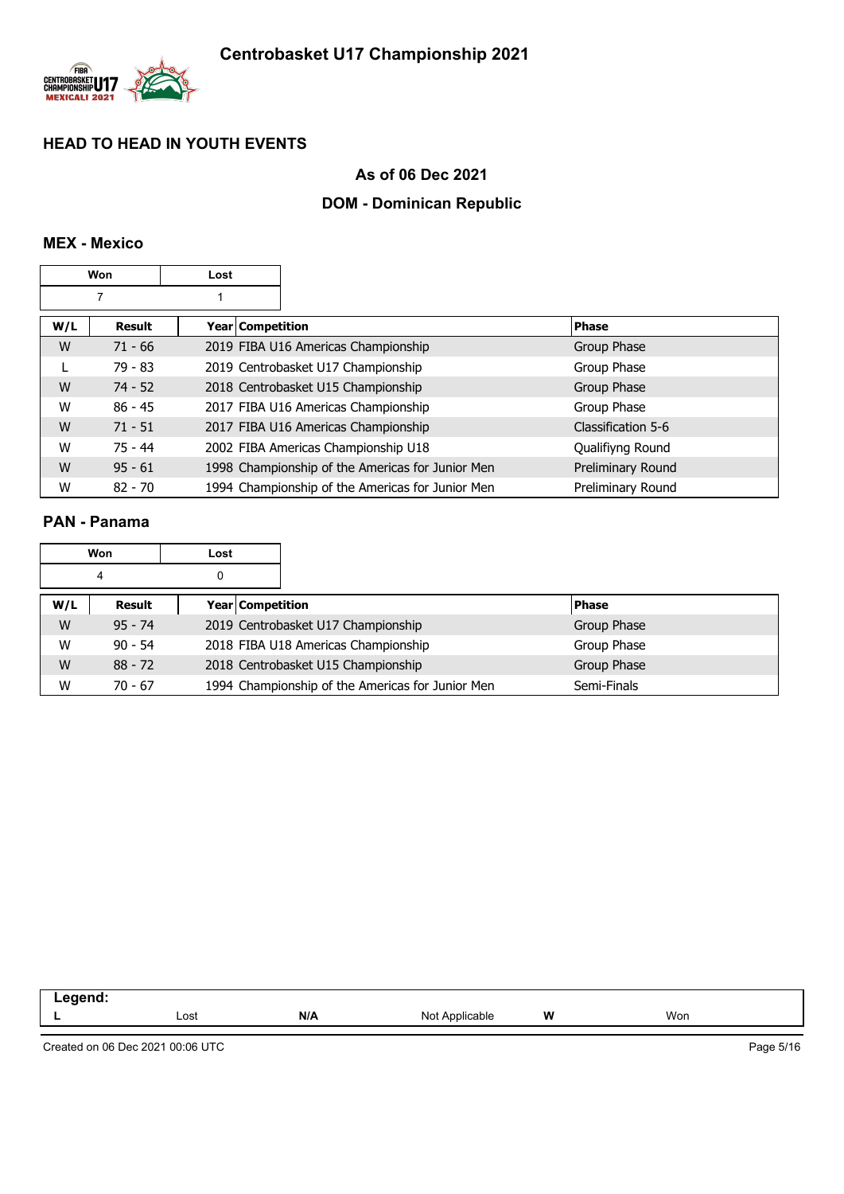# Centrobasket U17 Championship 2021

## HEAD TO HEAD IN YOUTH EVENTS

### As of 06 Dec 2021

### DOM - Dominican Republic

### MEX - Mexico

| Won | Lost |
|---|---|
| 7 | 1 |

| W/L | Result | Year | Competition | Phase |
|---|---|---|---|---|
| W | 71 - 66 | 2019 | FIBA U16 Americas Championship | Group Phase |
| L | 79 - 83 | 2019 | Centrobasket U17 Championship | Group Phase |
| W | 74 - 52 | 2018 | Centrobasket U15 Championship | Group Phase |
| W | 86 - 45 | 2017 | FIBA U16 Americas Championship | Group Phase |
| W | 71 - 51 | 2017 | FIBA U16 Americas Championship | Classification 5-6 |
| W | 75 - 44 | 2002 | FIBA Americas Championship U18 | Qualifiyng Round |
| W | 95 - 61 | 1998 | Championship of the Americas for Junior Men | Preliminary Round |
| W | 82 - 70 | 1994 | Championship of the Americas for Junior Men | Preliminary Round |

### PAN - Panama

| Won | Lost |
|---|---|
| 4 | 0 |

| W/L | Result | Year | Competition | Phase |
|---|---|---|---|---|
| W | 95 - 74 | 2019 | Centrobasket U17 Championship | Group Phase |
| W | 90 - 54 | 2018 | FIBA U18 Americas Championship | Group Phase |
| W | 88 - 72 | 2018 | Centrobasket U15 Championship | Group Phase |
| W | 70 - 67 | 1994 | Championship of the Americas for Junior Men | Semi-Finals |

| Legend: | | | | | |
|---|---|---|---|---|---|
| L | Lost | N/A | Not Applicable | W | Won |

Created on 06 Dec 2021 00:06 UTC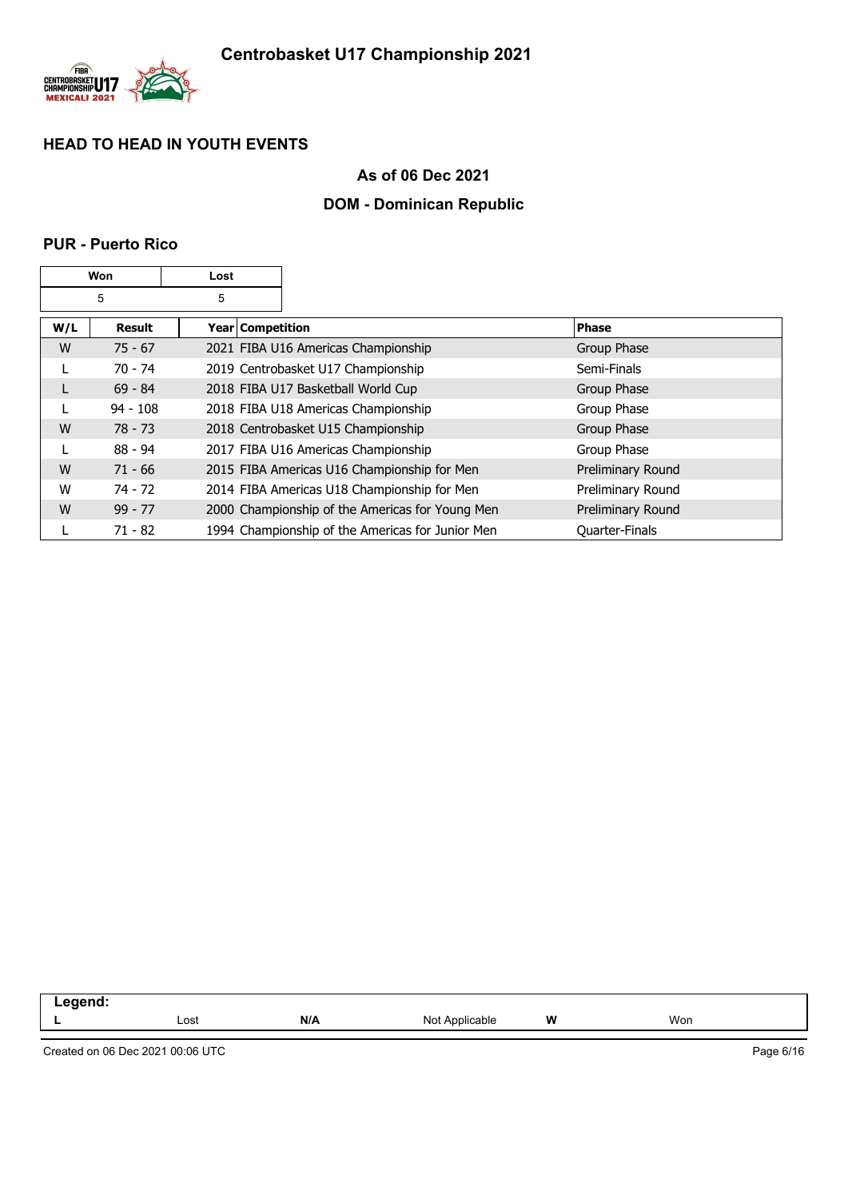# Centrobasket U17 Championship 2021

## HEAD TO HEAD IN YOUTH EVENTS

### As of 06 Dec 2021

### DOM - Dominican Republic

#### PUR - Puerto Rico

| Won | Lost |
|---|---|
| 5 | 5 |

| W/L | Result | Year | Competition | Phase |
|---|---|---|---|---|
| W | 75 - 67 | 2021 | FIBA U16 Americas Championship | Group Phase |
| L | 70 - 74 | 2019 | Centrobasket U17 Championship | Semi-Finals |
| L | 69 - 84 | 2018 | FIBA U17 Basketball World Cup | Group Phase |
| L | 94 - 108 | 2018 | FIBA U18 Americas Championship | Group Phase |
| W | 78 - 73 | 2018 | Centrobasket U15 Championship | Group Phase |
| L | 88 - 94 | 2017 | FIBA U16 Americas Championship | Group Phase |
| W | 71 - 66 | 2015 | FIBA Americas U16 Championship for Men | Preliminary Round |
| W | 74 - 72 | 2014 | FIBA Americas U18 Championship for Men | Preliminary Round |
| W | 99 - 77 | 2000 | Championship of the Americas for Young Men | Preliminary Round |
| L | 71 - 82 | 1994 | Championship of the Americas for Junior Men | Quarter-Finals |

**Legend:**

| L | Lost | N/A | Not Applicable | W | Won |
|---|---|---|---|---|---|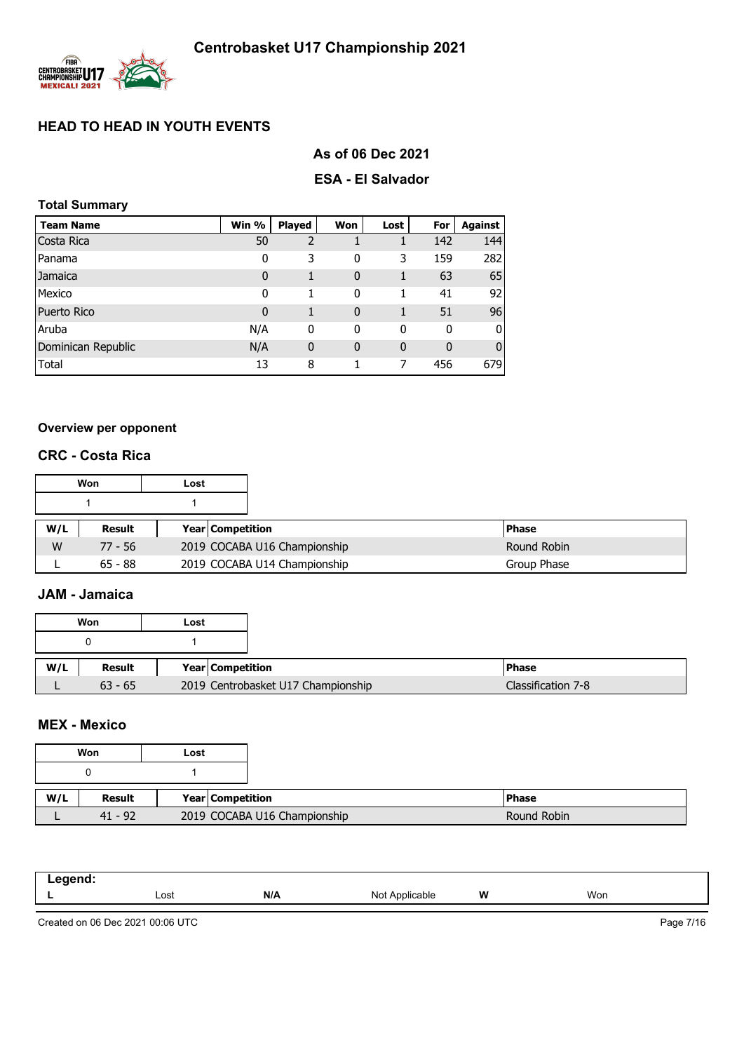# Centrobasket U17 Championship 2021

## HEAD TO HEAD IN YOUTH EVENTS

### As of 06 Dec 2021

### ESA - El Salvador

**Total Summary**

| Team Name | Win % | Played | Won | Lost | For | Against |
|---|---|---|---|---|---|---|
| Costa Rica | 50 | 2 | 1 | 1 | 142 | 144 |
| Panama | 0 | 3 | 0 | 3 | 159 | 282 |
| Jamaica | 0 | 1 | 0 | 1 | 63 | 65 |
| Mexico | 0 | 1 | 0 | 1 | 41 | 92 |
| Puerto Rico | 0 | 1 | 0 | 1 | 51 | 96 |
| Aruba | N/A | 0 | 0 | 0 | 0 | 0 |
| Dominican Republic | N/A | 0 | 0 | 0 | 0 | 0 |
| Total | 13 | 8 | 1 | 7 | 456 | 679 |

**Overview per opponent**

### CRC - Costa Rica

| Won | Lost |
|---|---|
| 1 | 1 |

| W/L | Result | Year | Competition | Phase |
|---|---|---|---|---|
| W | 77 - 56 | 2019 | COCABA U16 Championship | Round Robin |
| L | 65 - 88 | 2019 | COCABA U14 Championship | Group Phase |

### JAM - Jamaica

| Won | Lost |
|---|---|
| 0 | 1 |

| W/L | Result | Year | Competition | Phase |
|---|---|---|---|---|
| L | 63 - 65 | 2019 | Centrobasket U17 Championship | Classification 7-8 |

### MEX - Mexico

| Won | Lost |
|---|---|
| 0 | 1 |

| W/L | Result | Year | Competition | Phase |
|---|---|---|---|---|
| L | 41 - 92 | 2019 | COCABA U16 Championship | Round Robin |

**Legend:**

| | | | | | |
|---|---|---|---|---|---|
| L | Lost | N/A | Not Applicable | W | Won |

Created on 06 Dec 2021 00:06 UTC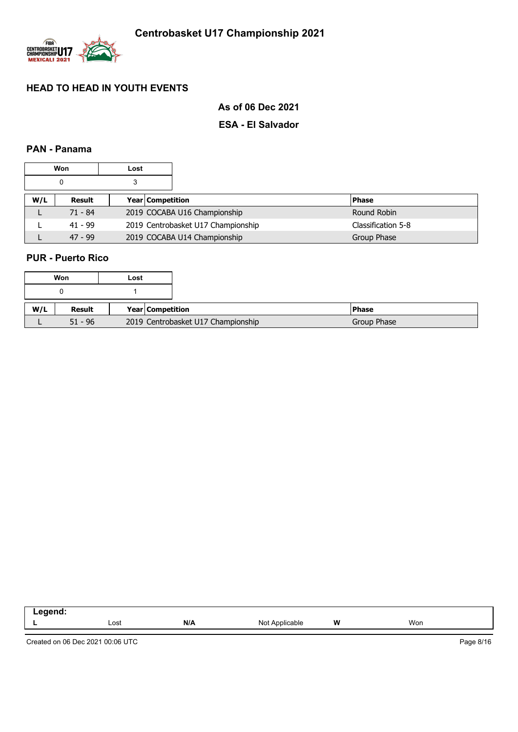# Centrobasket U17 Championship 2021

## HEAD TO HEAD IN YOUTH EVENTS

### As of 06 Dec 2021

### ESA - El Salvador

### PAN - Panama

| Won | Lost |
|---|---|
| 0 | 3 |

| W/L | Result | Year | Competition | Phase |
|---|---|---|---|---|
| L | 71 - 84 | 2019 | COCABA U16 Championship | Round Robin |
| L | 41 - 99 | 2019 | Centrobasket U17 Championship | Classification 5-8 |
| L | 47 - 99 | 2019 | COCABA U14 Championship | Group Phase |

### PUR - Puerto Rico

| Won | Lost |
|---|---|
| 0 | 1 |

| W/L | Result | Year | Competition | Phase |
|---|---|---|---|---|
| L | 51 - 96 | 2019 | Centrobasket U17 Championship | Group Phase |

| Legend: | | | | | |
|---|---|---|---|---|---|
| L | Lost | N/A | Not Applicable | W | Won |

Created on 06 Dec 2021 00:06 UTC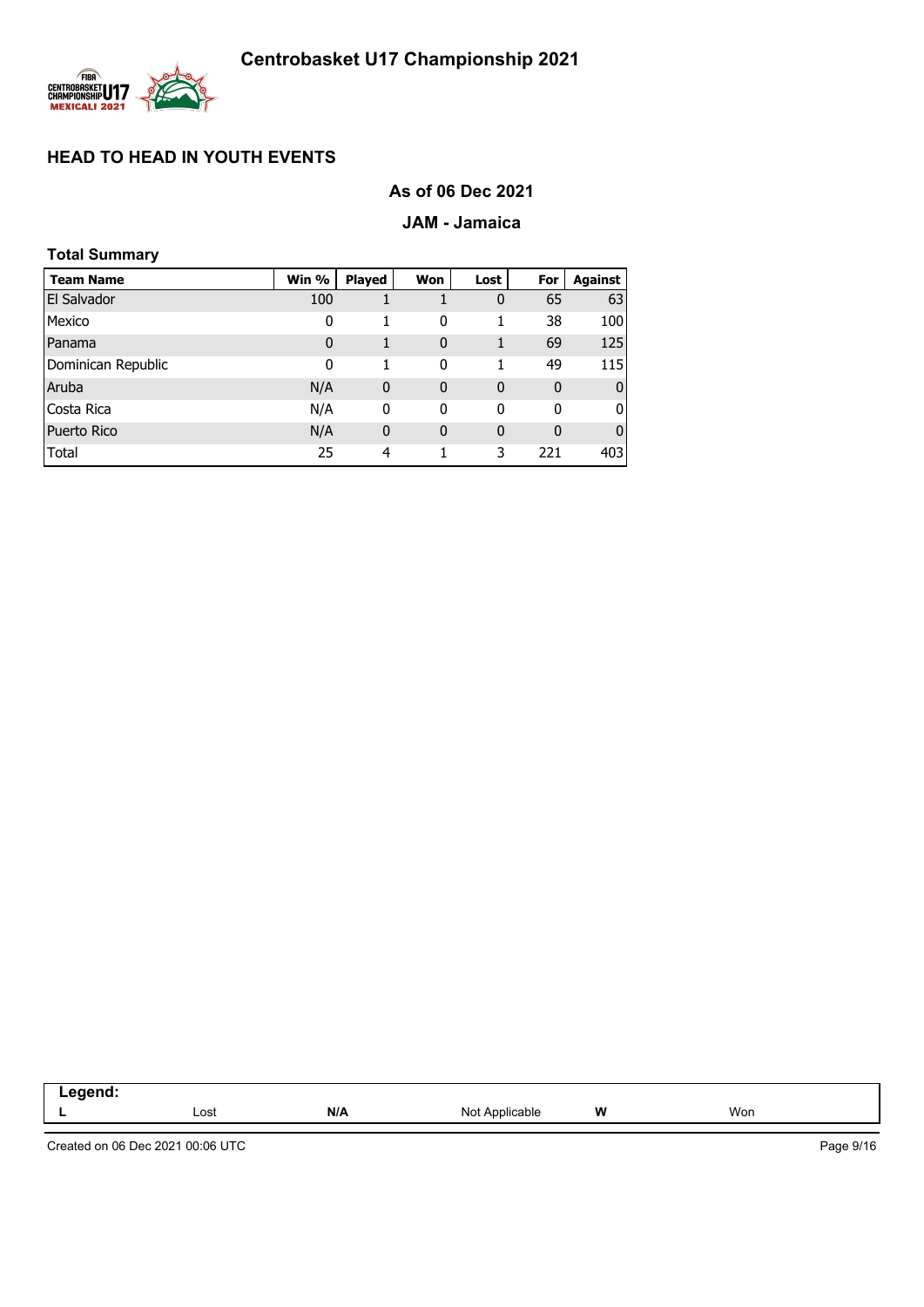# Centrobasket U17 Championship 2021

## HEAD TO HEAD IN YOUTH EVENTS

### As of 06 Dec 2021

### JAM - Jamaica

**Total Summary**

| Team Name | Win % | Played | Won | Lost | For | Against |
|---|---|---|---|---|---|---|
| El Salvador | 100 | 1 | 1 | 0 | 65 | 63 |
| Mexico | 0 | 1 | 0 | 1 | 38 | 100 |
| Panama | 0 | 1 | 0 | 1 | 69 | 125 |
| Dominican Republic | 0 | 1 | 0 | 1 | 49 | 115 |
| Aruba | N/A | 0 | 0 | 0 | 0 | 0 |
| Costa Rica | N/A | 0 | 0 | 0 | 0 | 0 |
| Puerto Rico | N/A | 0 | 0 | 0 | 0 | 0 |
| Total | 25 | 4 | 1 | 3 | 221 | 403 |

| Legend: | | | | | |
|---|---|---|---|---|---|
| L | Lost | N/A | Not Applicable | W | Won |

Created on 06 Dec 2021 00:06 UTC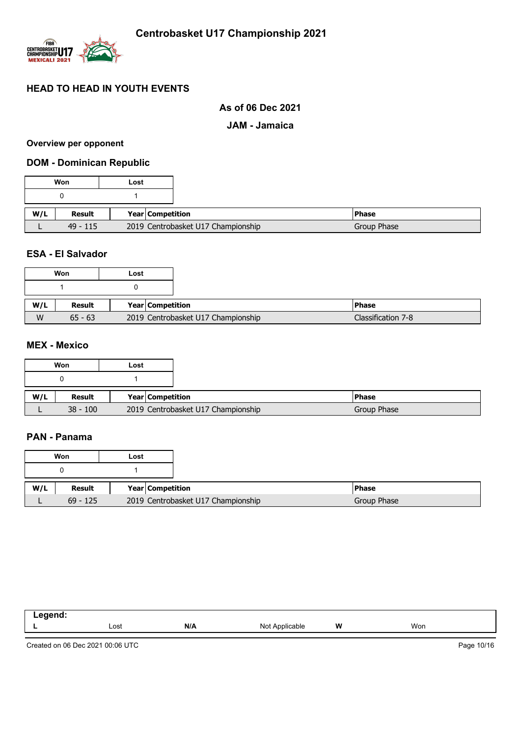# Centrobasket U17 Championship 2021

## HEAD TO HEAD IN YOUTH EVENTS

**As of 06 Dec 2021**

**JAM - Jamaica**

**Overview per opponent**

### DOM - Dominican Republic

| Won | Lost |
|---|---|
| 0 | 1 |

| W/L | Result | Year | Competition | Phase |
|---|---|---|---|---|
| L | 49 - 115 | 2019 | Centrobasket U17 Championship | Group Phase |

### ESA - El Salvador

| Won | Lost |
|---|---|
| 1 | 0 |

| W/L | Result | Year | Competition | Phase |
|---|---|---|---|---|
| W | 65 - 63 | 2019 | Centrobasket U17 Championship | Classification 7-8 |

### MEX - Mexico

| Won | Lost |
|---|---|
| 0 | 1 |

| W/L | Result | Year | Competition | Phase |
|---|---|---|---|---|
| L | 38 - 100 | 2019 | Centrobasket U17 Championship | Group Phase |

### PAN - Panama

| Won | Lost |
|---|---|
| 0 | 1 |

| W/L | Result | Year | Competition | Phase |
|---|---|---|---|---|
| L | 69 - 125 | 2019 | Centrobasket U17 Championship | Group Phase |

**Legend:**

| | | | | | |
|---|---|---|---|---|---|
| **L** | Lost | **N/A** | Not Applicable | **W** | Won |

Created on 06 Dec 2021 00:06 UTC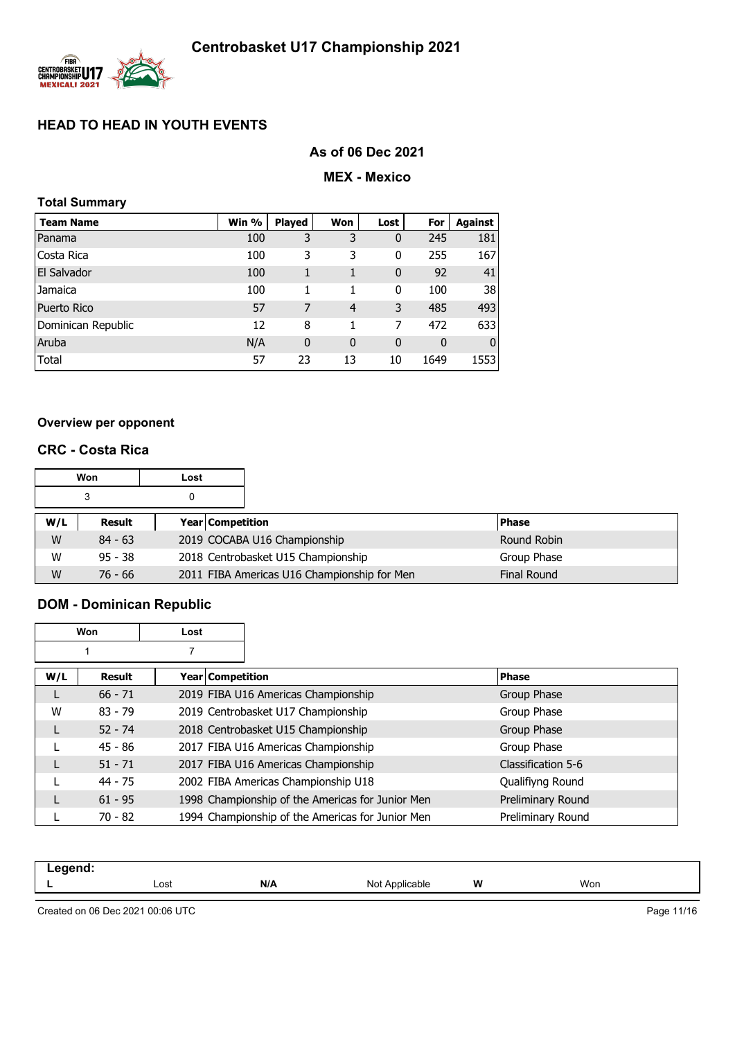# Centrobasket U17 Championship 2021

## HEAD TO HEAD IN YOUTH EVENTS

### As of 06 Dec 2021

### MEX - Mexico

**Total Summary**

| Team Name | Win % | Played | Won | Lost | For | Against |
|---|---|---|---|---|---|---|
| Panama | 100 | 3 | 3 | 0 | 245 | 181 |
| Costa Rica | 100 | 3 | 3 | 0 | 255 | 167 |
| El Salvador | 100 | 1 | 1 | 0 | 92 | 41 |
| Jamaica | 100 | 1 | 1 | 0 | 100 | 38 |
| Puerto Rico | 57 | 7 | 4 | 3 | 485 | 493 |
| Dominican Republic | 12 | 8 | 1 | 7 | 472 | 633 |
| Aruba | N/A | 0 | 0 | 0 | 0 | 0 |
| Total | 57 | 23 | 13 | 10 | 1649 | 1553 |

**Overview per opponent**

### CRC - Costa Rica

| Won | Lost |
|---|---|
| 3 | 0 |

| W/L | Result | Year | Competition | Phase |
|---|---|---|---|---|
| W | 84 - 63 | 2019 | COCABA U16 Championship | Round Robin |
| W | 95 - 38 | 2018 | Centrobasket U15 Championship | Group Phase |
| W | 76 - 66 | 2011 | FIBA Americas U16 Championship for Men | Final Round |

### DOM - Dominican Republic

| Won | Lost |
|---|---|
| 1 | 7 |

| W/L | Result | Year | Competition | Phase |
|---|---|---|---|---|
| L | 66 - 71 | 2019 | FIBA U16 Americas Championship | Group Phase |
| W | 83 - 79 | 2019 | Centrobasket U17 Championship | Group Phase |
| L | 52 - 74 | 2018 | Centrobasket U15 Championship | Group Phase |
| L | 45 - 86 | 2017 | FIBA U16 Americas Championship | Group Phase |
| L | 51 - 71 | 2017 | FIBA U16 Americas Championship | Classification 5-6 |
| L | 44 - 75 | 2002 | FIBA Americas Championship U18 | Qualifiyng Round |
| L | 61 - 95 | 1998 | Championship of the Americas for Junior Men | Preliminary Round |
| L | 70 - 82 | 1994 | Championship of the Americas for Junior Men | Preliminary Round |

**Legend:**

| L | Lost | N/A | Not Applicable | W | Won |
|---|---|---|---|---|---|

Created on 06 Dec 2021 00:06 UTC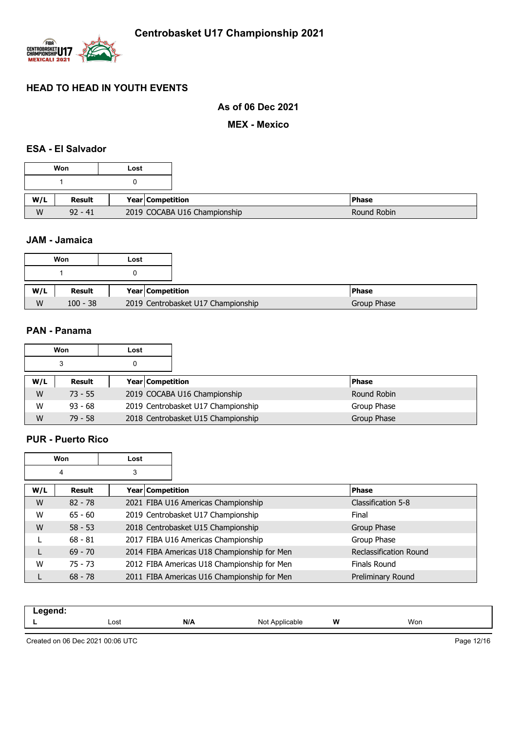# Centrobasket U17 Championship 2021

## HEAD TO HEAD IN YOUTH EVENTS

**As of 06 Dec 2021**

**MEX - Mexico**

### ESA - El Salvador

| Won | Lost |
|---|---|
| 1 | 0 |

| W/L | Result | Year | Competition | Phase |
|---|---|---|---|---|
| W | 92 - 41 | 2019 | COCABA U16 Championship | Round Robin |

### JAM - Jamaica

| Won | Lost |
|---|---|
| 1 | 0 |

| W/L | Result | Year | Competition | Phase |
|---|---|---|---|---|
| W | 100 - 38 | 2019 | Centrobasket U17 Championship | Group Phase |

### PAN - Panama

| Won | Lost |
|---|---|
| 3 | 0 |

| W/L | Result | Year | Competition | Phase |
|---|---|---|---|---|
| W | 73 - 55 | 2019 | COCABA U16 Championship | Round Robin |
| W | 93 - 68 | 2019 | Centrobasket U17 Championship | Group Phase |
| W | 79 - 58 | 2018 | Centrobasket U15 Championship | Group Phase |

### PUR - Puerto Rico

| Won | Lost |
|---|---|
| 4 | 3 |

| W/L | Result | Year | Competition | Phase |
|---|---|---|---|---|
| W | 82 - 78 | 2021 | FIBA U16 Americas Championship | Classification 5-8 |
| W | 65 - 60 | 2019 | Centrobasket U17 Championship | Final |
| W | 58 - 53 | 2018 | Centrobasket U15 Championship | Group Phase |
| L | 68 - 81 | 2017 | FIBA U16 Americas Championship | Group Phase |
| L | 69 - 70 | 2014 | FIBA Americas U18 Championship for Men | Reclassification Round |
| W | 75 - 73 | 2012 | FIBA Americas U18 Championship for Men | Finals Round |
| L | 68 - 78 | 2011 | FIBA Americas U16 Championship for Men | Preliminary Round |

**Legend:**

| | | | | | |
|---|---|---|---|---|---|
| **L** | Lost | **N/A** | Not Applicable | **W** | Won |

Created on 06 Dec 2021 00:06 UTC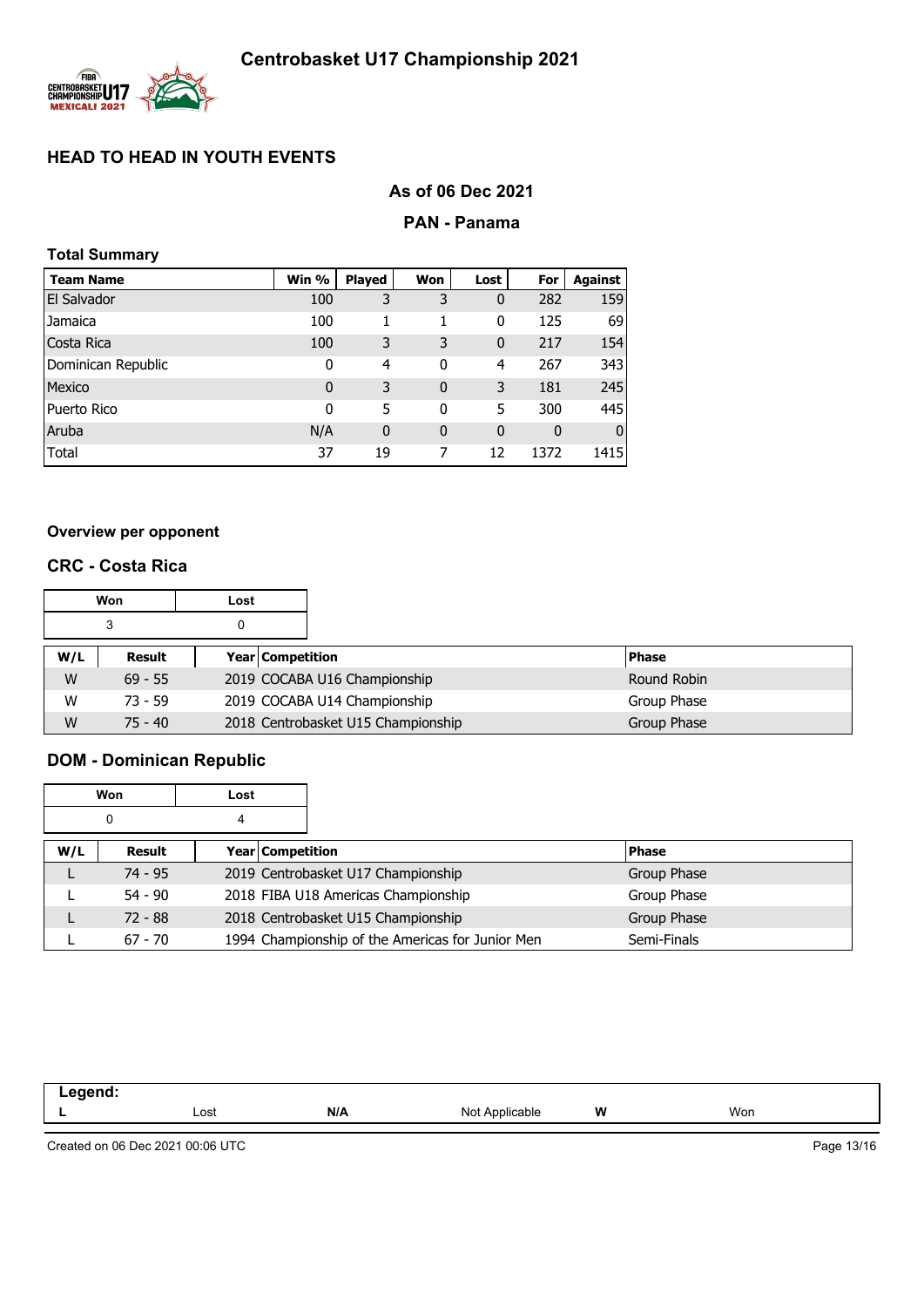# Centrobasket U17 Championship 2021

## HEAD TO HEAD IN YOUTH EVENTS

### As of 06 Dec 2021

### PAN - Panama

**Total Summary**

| Team Name | Win % | Played | Won | Lost | For | Against |
|---|---|---|---|---|---|---|
| El Salvador | 100 | 3 | 3 | 0 | 282 | 159 |
| Jamaica | 100 | 1 | 1 | 0 | 125 | 69 |
| Costa Rica | 100 | 3 | 3 | 0 | 217 | 154 |
| Dominican Republic | 0 | 4 | 0 | 4 | 267 | 343 |
| Mexico | 0 | 3 | 0 | 3 | 181 | 245 |
| Puerto Rico | 0 | 5 | 0 | 5 | 300 | 445 |
| Aruba | N/A | 0 | 0 | 0 | 0 | 0 |
| Total | 37 | 19 | 7 | 12 | 1372 | 1415 |

**Overview per opponent**

### CRC - Costa Rica

| Won | Lost |
|---|---|
| 3 | 0 |

| W/L | Result | Year | Competition | Phase |
|---|---|---|---|---|
| W | 69 - 55 | 2019 | COCABA U16 Championship | Round Robin |
| W | 73 - 59 | 2019 | COCABA U14 Championship | Group Phase |
| W | 75 - 40 | 2018 | Centrobasket U15 Championship | Group Phase |

### DOM - Dominican Republic

| Won | Lost |
|---|---|
| 0 | 4 |

| W/L | Result | Year | Competition | Phase |
|---|---|---|---|---|
| L | 74 - 95 | 2019 | Centrobasket U17 Championship | Group Phase |
| L | 54 - 90 | 2018 | FIBA U18 Americas Championship | Group Phase |
| L | 72 - 88 | 2018 | Centrobasket U15 Championship | Group Phase |
| L | 67 - 70 | 1994 | Championship of the Americas for Junior Men | Semi-Finals |

**Legend:**

| L | Lost | N/A | Not Applicable | W | Won |
|---|---|---|---|---|---|

Created on 06 Dec 2021 00:06 UTC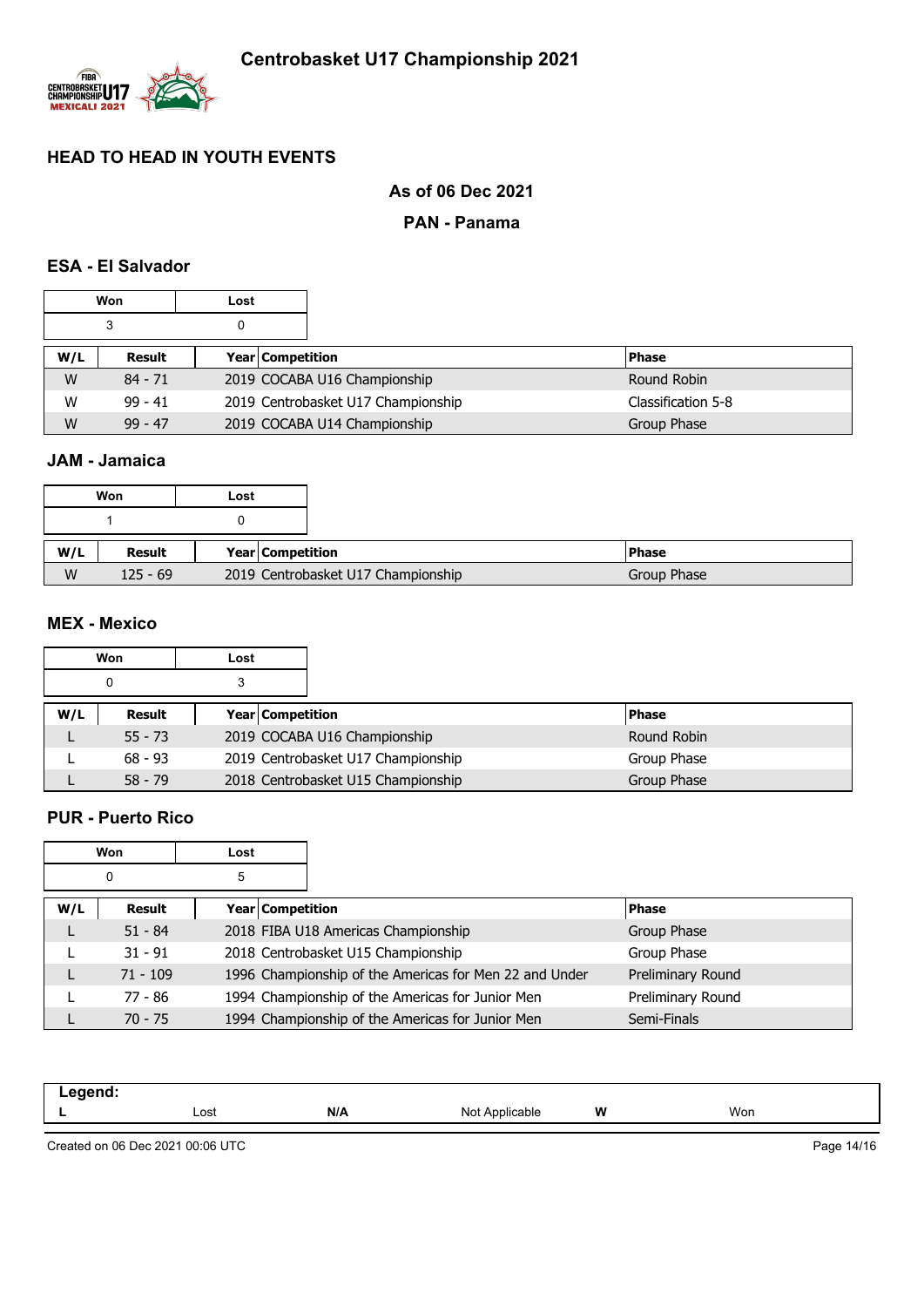# Centrobasket U17 Championship 2021

## HEAD TO HEAD IN YOUTH EVENTS

**As of 06 Dec 2021**

**PAN - Panama**

### ESA - El Salvador

| Won | Lost |
|---|---|
| 3 | 0 |

| W/L | Result | Year | Competition | Phase |
|---|---|---|---|---|
| W | 84 - 71 | 2019 | COCABA U16 Championship | Round Robin |
| W | 99 - 41 | 2019 | Centrobasket U17 Championship | Classification 5-8 |
| W | 99 - 47 | 2019 | COCABA U14 Championship | Group Phase |

### JAM - Jamaica

| Won | Lost |
|---|---|
| 1 | 0 |

| W/L | Result | Year | Competition | Phase |
|---|---|---|---|---|
| W | 125 - 69 | 2019 | Centrobasket U17 Championship | Group Phase |

### MEX - Mexico

| Won | Lost |
|---|---|
| 0 | 3 |

| W/L | Result | Year | Competition | Phase |
|---|---|---|---|---|
| L | 55 - 73 | 2019 | COCABA U16 Championship | Round Robin |
| L | 68 - 93 | 2019 | Centrobasket U17 Championship | Group Phase |
| L | 58 - 79 | 2018 | Centrobasket U15 Championship | Group Phase |

### PUR - Puerto Rico

| Won | Lost |
|---|---|
| 0 | 5 |

| W/L | Result | Year | Competition | Phase |
|---|---|---|---|---|
| L | 51 - 84 | 2018 | FIBA U18 Americas Championship | Group Phase |
| L | 31 - 91 | 2018 | Centrobasket U15 Championship | Group Phase |
| L | 71 - 109 | 1996 | Championship of the Americas for Men 22 and Under | Preliminary Round |
| L | 77 - 86 | 1994 | Championship of the Americas for Junior Men | Preliminary Round |
| L | 70 - 75 | 1994 | Championship of the Americas for Junior Men | Semi-Finals |

**Legend:**

| | | | | | |
|---|---|---|---|---|---|
| **L** | Lost | **N/A** | Not Applicable | **W** | Won |

Created on 06 Dec 2021 00:06 UTC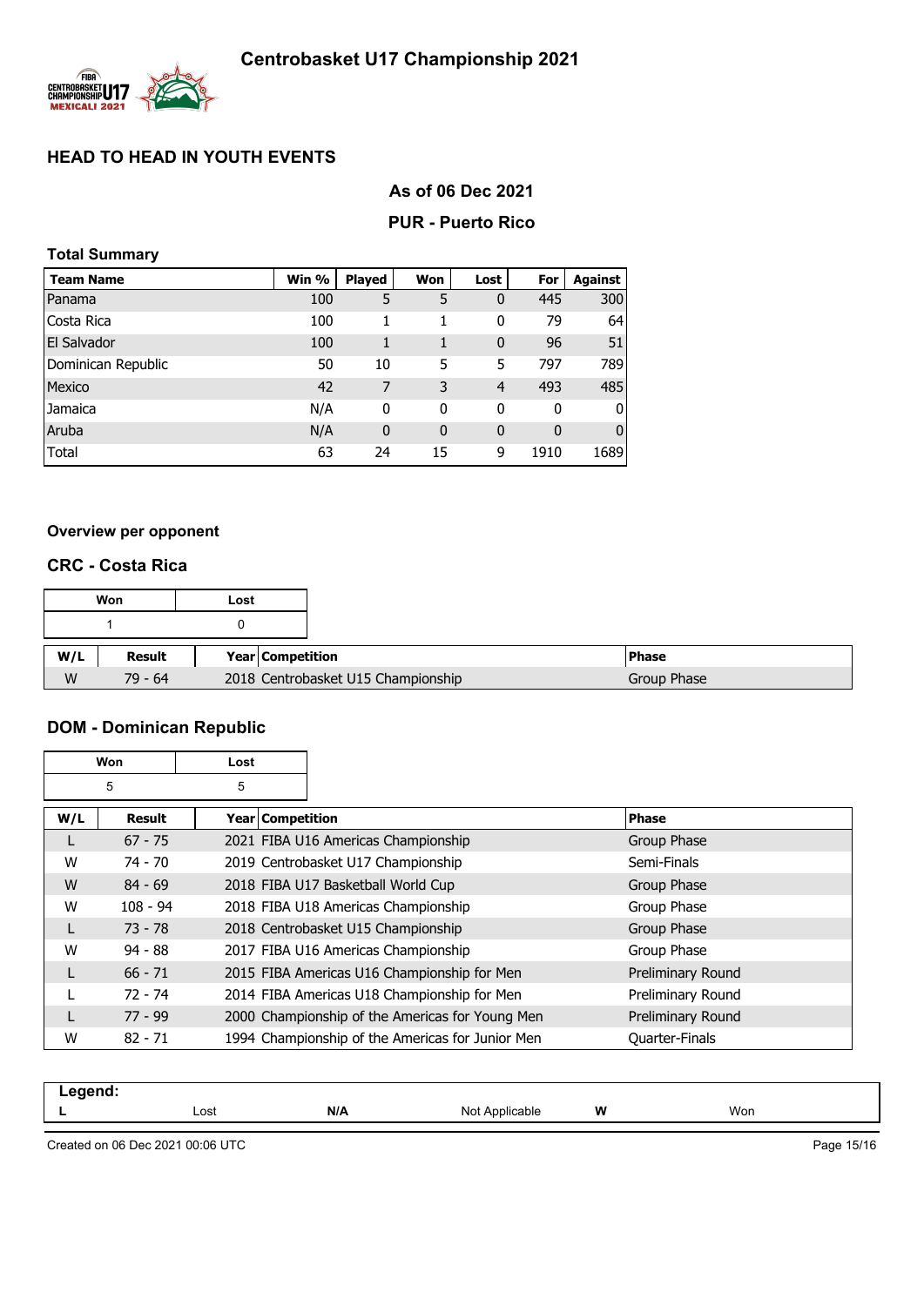# Centrobasket U17 Championship 2021

## HEAD TO HEAD IN YOUTH EVENTS

### As of 06 Dec 2021

### PUR - Puerto Rico

**Total Summary**

| Team Name | Win % | Played | Won | Lost | For | Against |
|---|---|---|---|---|---|---|
| Panama | 100 | 5 | 5 | 0 | 445 | 300 |
| Costa Rica | 100 | 1 | 1 | 0 | 79 | 64 |
| El Salvador | 100 | 1 | 1 | 0 | 96 | 51 |
| Dominican Republic | 50 | 10 | 5 | 5 | 797 | 789 |
| Mexico | 42 | 7 | 3 | 4 | 493 | 485 |
| Jamaica | N/A | 0 | 0 | 0 | 0 | 0 |
| Aruba | N/A | 0 | 0 | 0 | 0 | 0 |
| Total | 63 | 24 | 15 | 9 | 1910 | 1689 |

**Overview per opponent**

### CRC - Costa Rica

| Won | Lost |
|---|---|
| 1 | 0 |

| W/L | Result | Year | Competition | Phase |
|---|---|---|---|---|
| W | 79 - 64 | 2018 | Centrobasket U15 Championship | Group Phase |

### DOM - Dominican Republic

| Won | Lost |
|---|---|
| 5 | 5 |

| W/L | Result | Year | Competition | Phase |
|---|---|---|---|---|
| L | 67 - 75 | 2021 | FIBA U16 Americas Championship | Group Phase |
| W | 74 - 70 | 2019 | Centrobasket U17 Championship | Semi-Finals |
| W | 84 - 69 | 2018 | FIBA U17 Basketball World Cup | Group Phase |
| W | 108 - 94 | 2018 | FIBA U18 Americas Championship | Group Phase |
| L | 73 - 78 | 2018 | Centrobasket U15 Championship | Group Phase |
| W | 94 - 88 | 2017 | FIBA U16 Americas Championship | Group Phase |
| L | 66 - 71 | 2015 | FIBA Americas U16 Championship for Men | Preliminary Round |
| L | 72 - 74 | 2014 | FIBA Americas U18 Championship for Men | Preliminary Round |
| L | 77 - 99 | 2000 | Championship of the Americas for Young Men | Preliminary Round |
| W | 82 - 71 | 1994 | Championship of the Americas for Junior Men | Quarter-Finals |

**Legend:**

| | | | | | |
|---|---|---|---|---|---|
| **L** | Lost | **N/A** | Not Applicable | **W** | Won |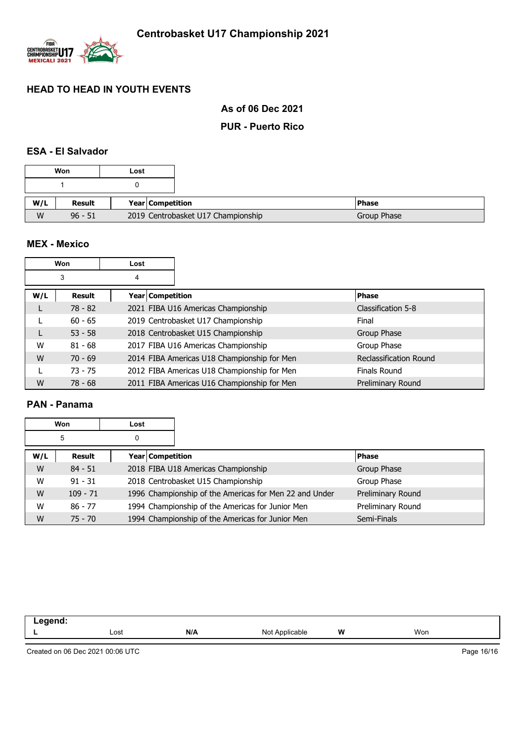# Centrobasket U17 Championship 2021

## HEAD TO HEAD IN YOUTH EVENTS

**As of 06 Dec 2021**

**PUR - Puerto Rico**

### ESA - El Salvador

| Won | Lost |
|---|---|
| 1 | 0 |

| W/L | Result | Year | Competition | Phase |
|---|---|---|---|---|
| W | 96 - 51 | 2019 | Centrobasket U17 Championship | Group Phase |

### MEX - Mexico

| Won | Lost |
|---|---|
| 3 | 4 |

| W/L | Result | Year | Competition | Phase |
|---|---|---|---|---|
| L | 78 - 82 | 2021 | FIBA U16 Americas Championship | Classification 5-8 |
| L | 60 - 65 | 2019 | Centrobasket U17 Championship | Final |
| L | 53 - 58 | 2018 | Centrobasket U15 Championship | Group Phase |
| W | 81 - 68 | 2017 | FIBA U16 Americas Championship | Group Phase |
| W | 70 - 69 | 2014 | FIBA Americas U18 Championship for Men | Reclassification Round |
| L | 73 - 75 | 2012 | FIBA Americas U18 Championship for Men | Finals Round |
| W | 78 - 68 | 2011 | FIBA Americas U16 Championship for Men | Preliminary Round |

### PAN - Panama

| Won | Lost |
|---|---|
| 5 | 0 |

| W/L | Result | Year | Competition | Phase |
|---|---|---|---|---|
| W | 84 - 51 | 2018 | FIBA U18 Americas Championship | Group Phase |
| W | 91 - 31 | 2018 | Centrobasket U15 Championship | Group Phase |
| W | 109 - 71 | 1996 | Championship of the Americas for Men 22 and Under | Preliminary Round |
| W | 86 - 77 | 1994 | Championship of the Americas for Junior Men | Preliminary Round |
| W | 75 - 70 | 1994 | Championship of the Americas for Junior Men | Semi-Finals |

**Legend:**

| | | | | | |
|---|---|---|---|---|---|
| **L** | Lost | **N/A** | Not Applicable | **W** | Won |

Created on 06 Dec 2021 00:06 UTC